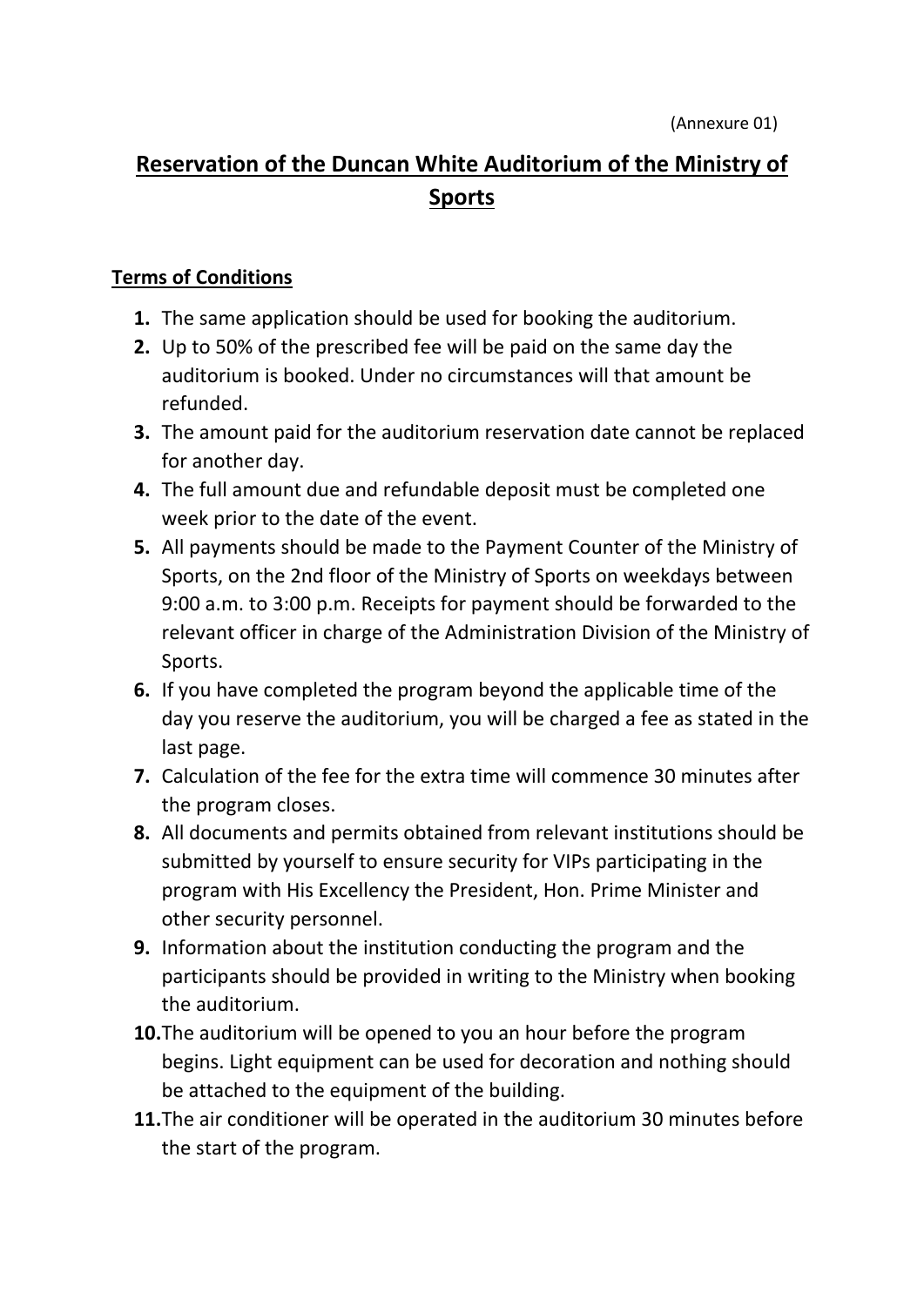(Annexure 01)

# Reservation of the Duncan White Auditorium of the Ministry of Sports

## Terms of Conditions

1. The same application should be used for booking the auditorium.
2. Up to 50% of the prescribed fee will be paid on the same day the auditorium is booked. Under no circumstances will that amount be refunded.
3. The amount paid for the auditorium reservation date cannot be replaced for another day.
4. The full amount due and refundable deposit must be completed one week prior to the date of the event.
5. All payments should be made to the Payment Counter of the Ministry of Sports, on the 2nd floor of the Ministry of Sports on weekdays between 9:00 a.m. to 3:00 p.m. Receipts for payment should be forwarded to the relevant officer in charge of the Administration Division of the Ministry of Sports.
6. If you have completed the program beyond the applicable time of the day you reserve the auditorium, you will be charged a fee as stated in the last page.
7. Calculation of the fee for the extra time will commence 30 minutes after the program closes.
8. All documents and permits obtained from relevant institutions should be submitted by yourself to ensure security for VIPs participating in the program with His Excellency the President, Hon. Prime Minister and other security personnel.
9. Information about the institution conducting the program and the participants should be provided in writing to the Ministry when booking the auditorium.
10. The auditorium will be opened to you an hour before the program begins. Light equipment can be used for decoration and nothing should be attached to the equipment of the building.
11. The air conditioner will be operated in the auditorium 30 minutes before the start of the program.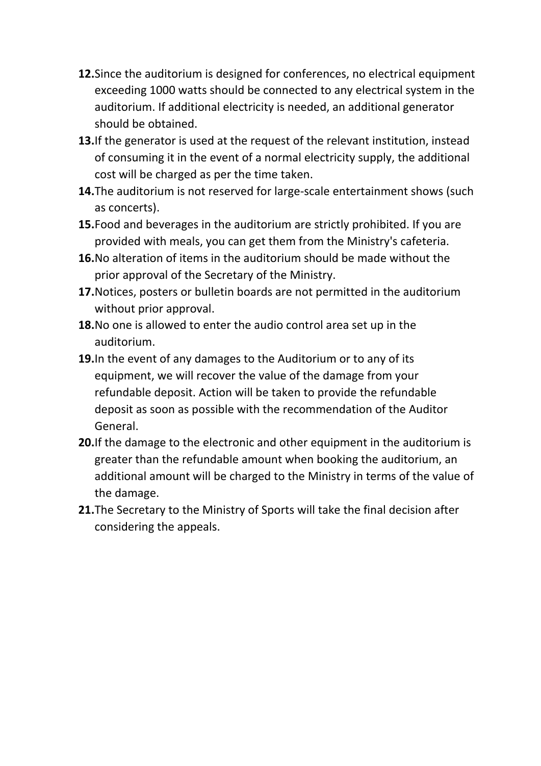**12.** Since the auditorium is designed for conferences, no electrical equipment exceeding 1000 watts should be connected to any electrical system in the auditorium. If additional electricity is needed, an additional generator should be obtained.

**13.** If the generator is used at the request of the relevant institution, instead of consuming it in the event of a normal electricity supply, the additional cost will be charged as per the time taken.

**14.** The auditorium is not reserved for large-scale entertainment shows (such as concerts).

**15.** Food and beverages in the auditorium are strictly prohibited. If you are provided with meals, you can get them from the Ministry's cafeteria.

**16.** No alteration of items in the auditorium should be made without the prior approval of the Secretary of the Ministry.

**17.** Notices, posters or bulletin boards are not permitted in the auditorium without prior approval.

**18.** No one is allowed to enter the audio control area set up in the auditorium.

**19.** In the event of any damages to the Auditorium or to any of its equipment, we will recover the value of the damage from your refundable deposit. Action will be taken to provide the refundable deposit as soon as possible with the recommendation of the Auditor General.

**20.** If the damage to the electronic and other equipment in the auditorium is greater than the refundable amount when booking the auditorium, an additional amount will be charged to the Ministry in terms of the value of the damage.

**21.** The Secretary to the Ministry of Sports will take the final decision after considering the appeals.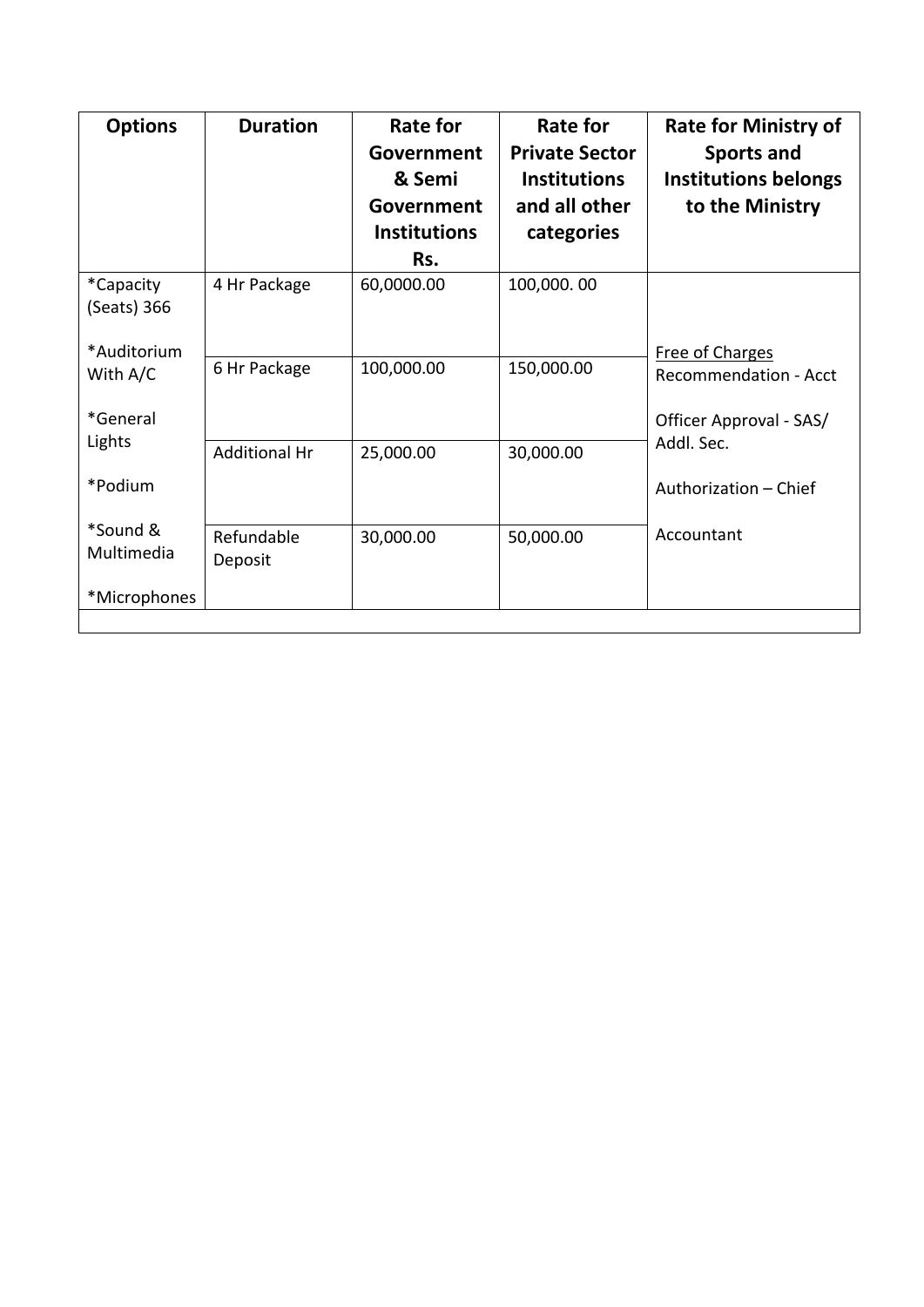| Options | Duration | Rate for Government & Semi Government Institutions Rs. | Rate for Private Sector Institutions and all other categories | Rate for Ministry of Sports and Institutions belongs to the Ministry |
|---|---|---|---|---|
| *Capacity (Seats) 366<br><br>*Auditorium With A/C<br><br>*General Lights<br><br>*Podium<br><br>*Sound & Multimedia<br><br>*Microphones | 4 Hr Package | 60,0000.00 | 100,000. 00 | Free of Charges<br>Recommendation - Acct<br><br>Officer Approval - SAS/ Addl. Sec.<br><br>Authorization – Chief<br><br>Accountant |
| | 6 Hr Package | 100,000.00 | 150,000.00 | |
| | Additional Hr | 25,000.00 | 30,000.00 | |
| | Refundable Deposit | 30,000.00 | 50,000.00 | |